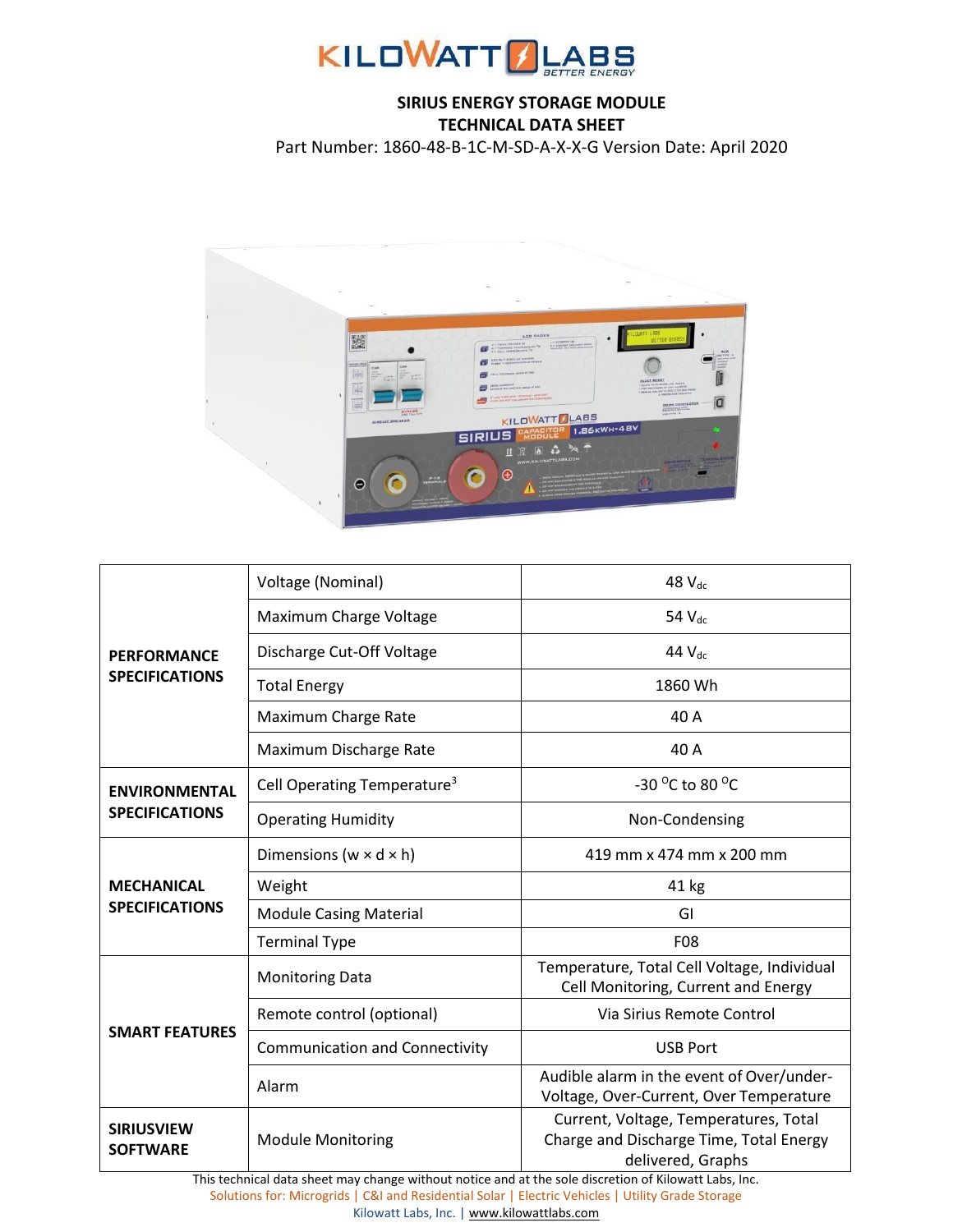# KILOWATT LABS

## SIRIUS ENERGY STORAGE MODULE
## TECHNICAL DATA SHEET

Part Number: 1860-48-B-1C-M-SD-A-X-X-G Version Date: April 2020

| | | |
|---|---|---|
| **PERFORMANCE SPECIFICATIONS** | Voltage (Nominal) | 48 $V_{dc}$ |
| | Maximum Charge Voltage | 54 $V_{dc}$ |
| | Discharge Cut-Off Voltage | 44 $V_{dc}$ |
| | Total Energy | 1860 Wh |
| | Maximum Charge Rate | 40 A |
| | Maximum Discharge Rate | 40 A |
| **ENVIRONMENTAL SPECIFICATIONS** | Cell Operating Temperature[3] | -30 $^{o}$C to 80 $^{o}$C |
| | Operating Humidity | Non-Condensing |
| **MECHANICAL SPECIFICATIONS** | Dimensions (w × d × h) | 419 mm x 474 mm x 200 mm |
| | Weight | 41 kg |
| | Module Casing Material | GI |
| | Terminal Type | F08 |
| **SMART FEATURES** | Monitoring Data | Temperature, Total Cell Voltage, Individual Cell Monitoring, Current and Energy |
| | Remote control (optional) | Via Sirius Remote Control |
| | Communication and Connectivity | USB Port |
| | Alarm | Audible alarm in the event of Over/under-Voltage, Over-Current, Over Temperature |
| **SIRIUSVIEW SOFTWARE** | Module Monitoring | Current, Voltage, Temperatures, Total Charge and Discharge Time, Total Energy delivered, Graphs |

This technical data sheet may change without notice and at the sole discretion of Kilowatt Labs, Inc.

Solutions for: Microgrids | C&I and Residential Solar | Electric Vehicles | Utility Grade Storage

Kilowatt Labs, Inc. | www.kilowattlabs.com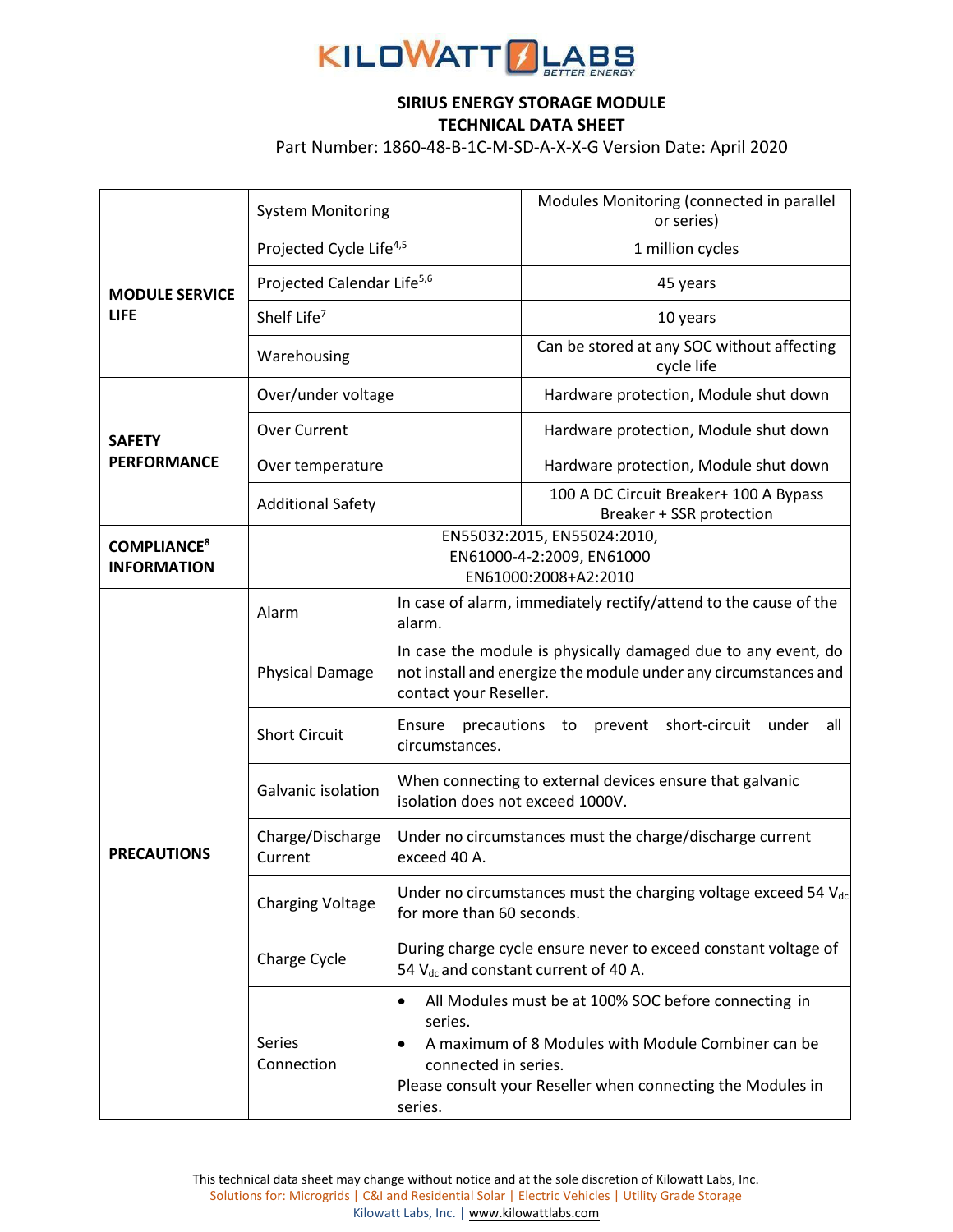**KILOWATT LABS**
BETTER ENERGY

**SIRIUS ENERGY STORAGE MODULE**
**TECHNICAL DATA SHEET**

Part Number: 1860-48-B-1C-M-SD-A-X-X-G Version Date: April 2020

| | | |
|---|---|---|
| | System Monitoring | Modules Monitoring (connected in parallel or series) |
| **MODULE SERVICE LIFE** | Projected Cycle Life[4,5] | 1 million cycles |
| | Projected Calendar Life[5,6] | 45 years |
| | Shelf Life[7] | 10 years |
| | Warehousing | Can be stored at any SOC without affecting cycle life |
| **SAFETY PERFORMANCE** | Over/under voltage | Hardware protection, Module shut down |
| | Over Current | Hardware protection, Module shut down |
| | Over temperature | Hardware protection, Module shut down |
| | Additional Safety | 100 A DC Circuit Breaker+ 100 A Bypass Breaker + SSR protection |
| **COMPLIANCE[8] INFORMATION** | EN55032:2015, EN55024:2010, EN61000-4-2:2009, EN61000 EN61000:2008+A2:2010 | |
| **PRECAUTIONS** | Alarm | In case of alarm, immediately rectify/attend to the cause of the alarm. |
| | Physical Damage | In case the module is physically damaged due to any event, do not install and energize the module under any circumstances and contact your Reseller. |
| | Short Circuit | Ensure precautions to prevent short-circuit under all circumstances. |
| | Galvanic isolation | When connecting to external devices ensure that galvanic isolation does not exceed 1000V. |
| | Charge/Discharge Current | Under no circumstances must the charge/discharge current exceed 40 A. |
| | Charging Voltage | Under no circumstances must the charging voltage exceed 54 $V_{dc}$ for more than 60 seconds. |
| | Charge Cycle | During charge cycle ensure never to exceed constant voltage of 54 $V_{dc}$ and constant current of 40 A. |
| | Series Connection | • All Modules must be at 100% SOC before connecting in series.<br>• A maximum of 8 Modules with Module Combiner can be connected in series.<br>Please consult your Reseller when connecting the Modules in series. |

This technical data sheet may change without notice and at the sole discretion of Kilowatt Labs, Inc.
Solutions for: Microgrids | C&I and Residential Solar | Electric Vehicles | Utility Grade Storage
Kilowatt Labs, Inc. | www.kilowattlabs.com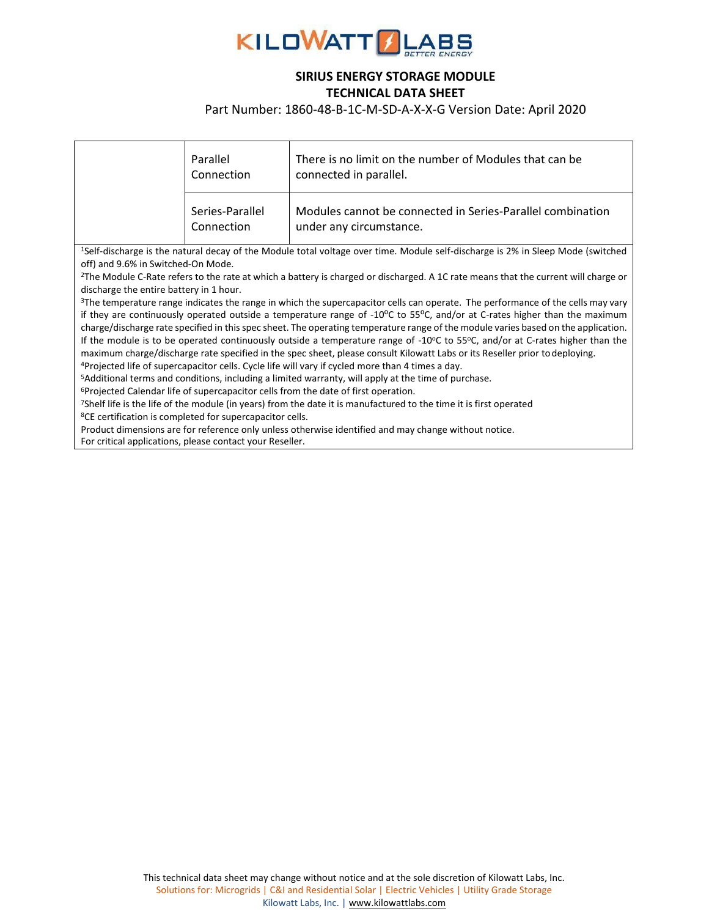**SIRIUS ENERGY STORAGE MODULE**
**TECHNICAL DATA SHEET**

Part Number: 1860-48-B-1C-M-SD-A-X-X-G Version Date: April 2020

| | | |
|---|---|---|
| | Parallel Connection | There is no limit on the number of Modules that can be connected in parallel. |
| | Series-Parallel Connection | Modules cannot be connected in Series-Parallel combination under any circumstance. |

[1]Self-discharge is the natural decay of the Module total voltage over time. Module self-discharge is 2% in Sleep Mode (switched off) and 9.6% in Switched-On Mode.

[2]The Module C-Rate refers to the rate at which a battery is charged or discharged. A 1C rate means that the current will charge or discharge the entire battery in 1 hour.

[3]The temperature range indicates the range in which the supercapacitor cells can operate. The performance of the cells may vary if they are continuously operated outside a temperature range of -10ºC to 55ºC, and/or at C-rates higher than the maximum charge/discharge rate specified in this spec sheet. The operating temperature range of the module varies based on the application. If the module is to be operated continuously outside a temperature range of -10ºC to 55ºC, and/or at C-rates higher than the maximum charge/discharge rate specified in the spec sheet, please consult Kilowatt Labs or its Reseller prior to deploying.

[4]Projected life of supercapacitor cells. Cycle life will vary if cycled more than 4 times a day.

[5]Additional terms and conditions, including a limited warranty, will apply at the time of purchase.

[6]Projected Calendar life of supercapacitor cells from the date of first operation.

[7]Shelf life is the life of the module (in years) from the date it is manufactured to the time it is first operated

[8]CE certification is completed for supercapacitor cells.

Product dimensions are for reference only unless otherwise identified and may change without notice.

For critical applications, please contact your Reseller.

This technical data sheet may change without notice and at the sole discretion of Kilowatt Labs, Inc.
Solutions for: Microgrids | C&I and Residential Solar | Electric Vehicles | Utility Grade Storage
Kilowatt Labs, Inc. | www.kilowattlabs.com